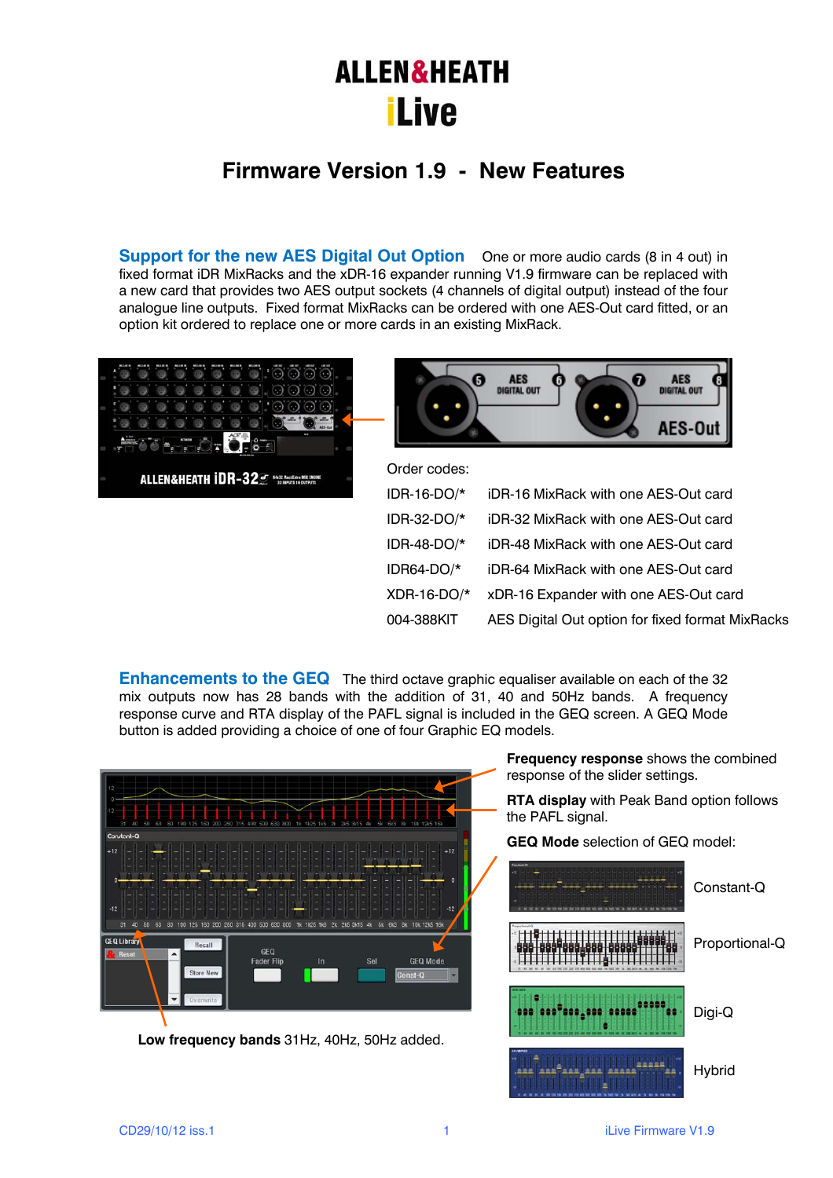# ALLEN&HEATH iLive

## Firmware Version 1.9 - New Features

**Support for the new AES Digital Out Option** One or more audio cards (8 in 4 out) in fixed format iDR MixRacks and the xDR-16 expander running V1.9 firmware can be replaced with a new card that provides two AES output sockets (4 channels of digital output) instead of the four analogue line outputs. Fixed format MixRacks can be ordered with one AES-Out card fitted, or an option kit ordered to replace one or more cards in an existing MixRack.

Order codes:

| | |
|---|---|
| IDR-16-DO/* | iDR-16 MixRack with one AES-Out card |
| IDR-32-DO/* | iDR-32 MixRack with one AES-Out card |
| IDR-48-DO/* | iDR-48 MixRack with one AES-Out card |
| IDR64-DO/* | iDR-64 MixRack with one AES-Out card |
| XDR-16-DO/* | xDR-16 Expander with one AES-Out card |
| 004-388KIT | AES Digital Out option for fixed format MixRacks |

**Enhancements to the GEQ** The third octave graphic equaliser available on each of the 32 mix outputs now has 28 bands with the addition of 31, 40 and 50Hz bands. A frequency response curve and RTA display of the PAFL signal is included in the GEQ screen. A GEQ Mode button is added providing a choice of one of four Graphic EQ models.

**Frequency response** shows the combined response of the slider settings.

**RTA display** with Peak Band option follows the PAFL signal.

**GEQ Mode** selection of GEQ model:

- Constant-Q
- Proportional-Q
- Digi-Q
- Hybrid

**Low frequency bands** 31Hz, 40Hz, 50Hz added.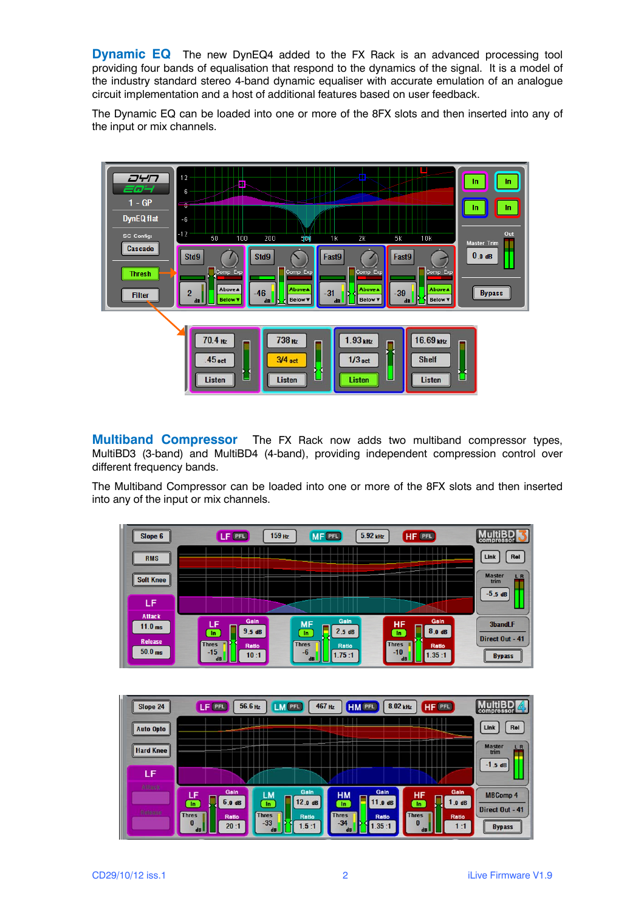**Dynamic EQ** The new DynEQ4 added to the FX Rack is an advanced processing tool providing four bands of equalisation that respond to the dynamics of the signal. It is a model of the industry standard stereo 4-band dynamic equaliser with accurate emulation of an analogue circuit implementation and a host of additional features based on user feedback.

The Dynamic EQ can be loaded into one or more of the 8FX slots and then inserted into any of the input or mix channels.

**Multiband Compressor** The FX Rack now adds two multiband compressor types, MultiBD3 (3-band) and MultiBD4 (4-band), providing independent compression control over different frequency bands.

The Multiband Compressor can be loaded into one or more of the 8FX slots and then inserted into any of the input or mix channels.

CD29/10/12 iss.1 iLive Firmware V1.9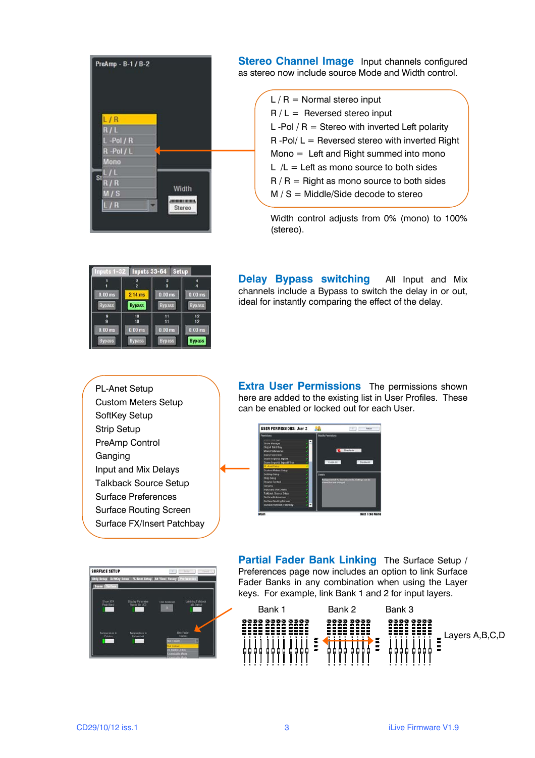## Stereo Channel Image

Input channels configured as stereo now include source Mode and Width control.

- L / R = Normal stereo input
- R / L = Reversed stereo input
- L -Pol / R = Stereo with inverted Left polarity
- R -Pol/ L = Reversed stereo with inverted Right
- Mono = Left and Right summed into mono
- L /L = Left as mono source to both sides
- R / R = Right as mono source to both sides
- M / S = Middle/Side decode to stereo

Width control adjusts from 0% (mono) to 100% (stereo).

## Delay Bypass switching

All Input and Mix channels include a Bypass to switch the delay in or out, ideal for instantly comparing the effect of the delay.

## Extra User Permissions

The permissions shown here are added to the existing list in User Profiles. These can be enabled or locked out for each User.

- PL-Anet Setup
- Custom Meters Setup
- SoftKey Setup
- Strip Setup
- PreAmp Control
- Ganging
- Input and Mix Delays
- Talkback Source Setup
- Surface Preferences
- Surface Routing Screen
- Surface FX/Insert Patchbay

## Partial Fader Bank Linking

The Surface Setup / Preferences page now includes an option to link Surface Fader Banks in any combination when using the Layer keys. For example, link Bank 1 and 2 for input layers.

Bank 1 Bank 2 Bank 3

Layers A,B,C,D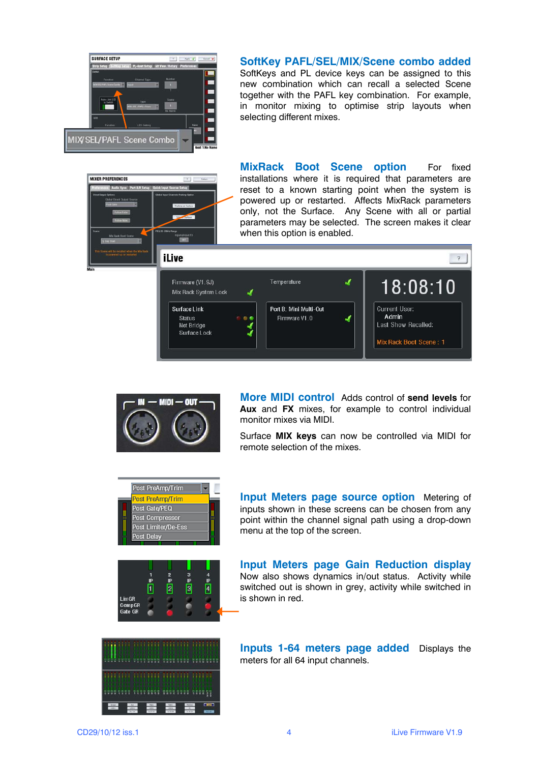**SoftKey PAFL/SEL/MIX/Scene combo added** SoftKeys and PL device keys can be assigned to this new combination which can recall a selected Scene together with the PAFL key combination. For example, in monitor mixing to optimise strip layouts when selecting different mixes.

**MixRack Boot Scene option** For fixed installations where it is required that parameters are reset to a known starting point when the system is powered up or restarted. Affects MixRack parameters only, not the Surface. Any Scene with all or partial parameters may be selected. The screen makes it clear when this option is enabled.

**More MIDI control** Adds control of **send levels** for **Aux** and **FX** mixes, for example to control individual monitor mixes via MIDI.

Surface **MIX keys** can now be controlled via MIDI for remote selection of the mixes.

**Input Meters page source option** Metering of inputs shown in these screens can be chosen from any point within the channel signal path using a drop-down menu at the top of the screen.

**Input Meters page Gain Reduction display** Now also shows dynamics in/out status. Activity while switched out is shown in grey, activity while switched in is shown in red.

**Inputs 1-64 meters page added** Displays the meters for all 64 input channels.

CD29/10/12 iss.1 iLive Firmware V1.9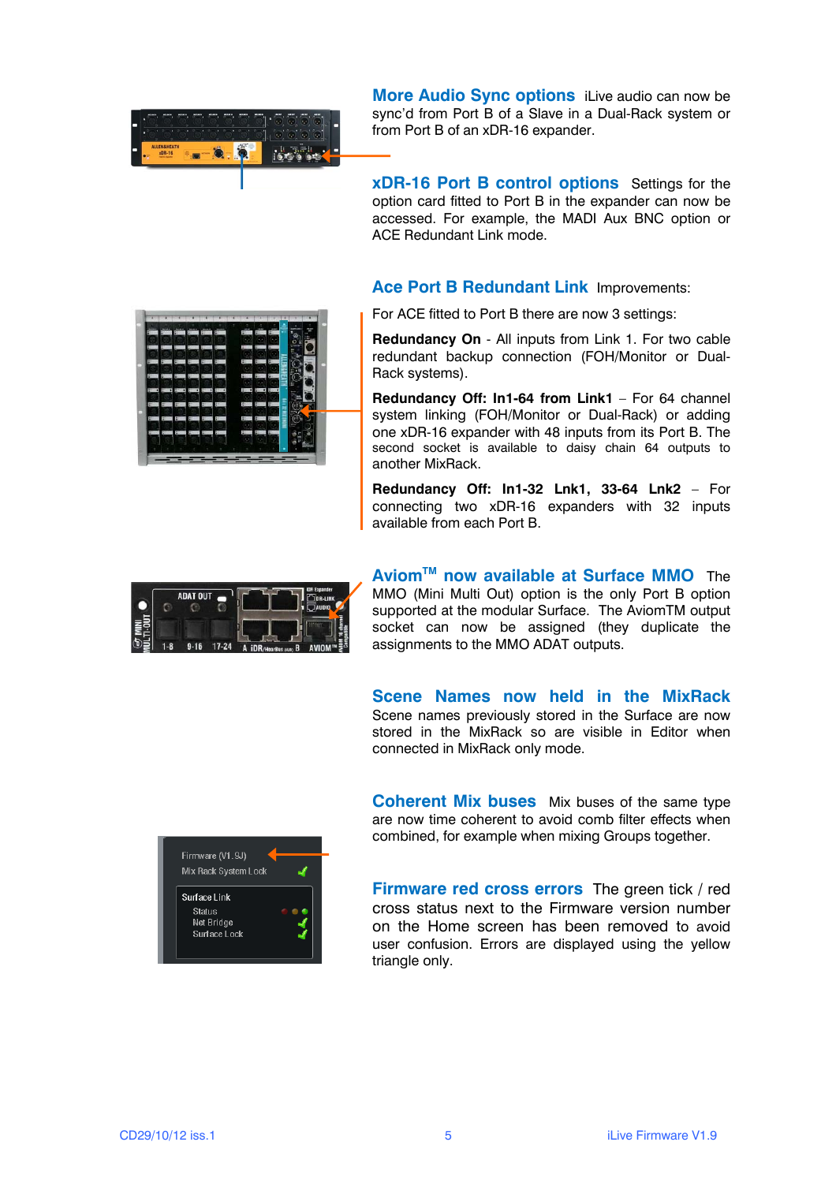**More Audio Sync options** iLive audio can now be sync'd from Port B of a Slave in a Dual-Rack system or from Port B of an xDR-16 expander.

**xDR-16 Port B control options** Settings for the option card fitted to Port B in the expander can now be accessed. For example, the MADI Aux BNC option or ACE Redundant Link mode.

**Ace Port B Redundant Link** Improvements:

For ACE fitted to Port B there are now 3 settings:

**Redundancy On** - All inputs from Link 1. For two cable redundant backup connection (FOH/Monitor or Dual-Rack systems).

**Redundancy Off: In1-64 from Link1** – For 64 channel system linking (FOH/Monitor or Dual-Rack) or adding one xDR-16 expander with 48 inputs from its Port B. The second socket is available to daisy chain 64 outputs to another MixRack.

**Redundancy Off: In1-32 Lnk1, 33-64 Lnk2** – For connecting two xDR-16 expanders with 32 inputs available from each Port B.

**Aviom™ now available at Surface MMO** The MMO (Mini Multi Out) option is the only Port B option supported at the modular Surface. The AviomTM output socket can now be assigned (they duplicate the assignments to the MMO ADAT outputs.

**Scene Names now held in the MixRack** Scene names previously stored in the Surface are now stored in the MixRack so are visible in Editor when connected in MixRack only mode.

**Coherent Mix buses** Mix buses of the same type are now time coherent to avoid comb filter effects when combined, for example when mixing Groups together.

**Firmware red cross errors** The green tick / red cross status next to the Firmware version number on the Home screen has been removed to avoid user confusion. Errors are displayed using the yellow triangle only.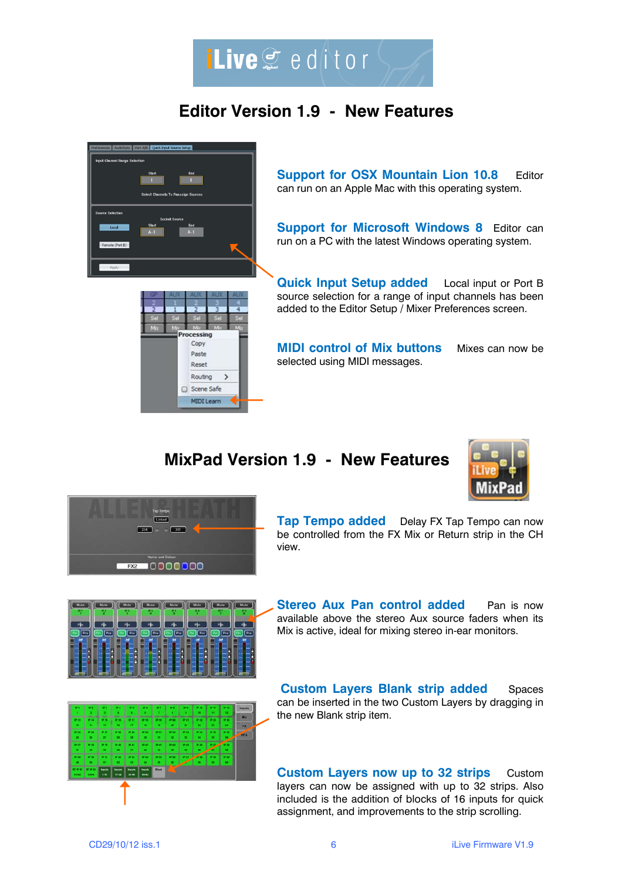# Editor Version 1.9 - New Features

**Support for OSX Mountain Lion 10.8** Editor can run on an Apple Mac with this operating system.

**Support for Microsoft Windows 8** Editor can run on a PC with the latest Windows operating system.

**Quick Input Setup added** Local input or Port B source selection for a range of input channels has been added to the Editor Setup / Mixer Preferences screen.

**MIDI control of Mix buttons** Mixes can now be selected using MIDI messages.

# MixPad Version 1.9 - New Features

**Tap Tempo added** Delay FX Tap Tempo can now be controlled from the FX Mix or Return strip in the CH view.

**Stereo Aux Pan control added** Pan is now available above the stereo Aux source faders when its Mix is active, ideal for mixing stereo in-ear monitors.

**Custom Layers Blank strip added** Spaces can be inserted in the two Custom Layers by dragging in the new Blank strip item.

**Custom Layers now up to 32 strips** Custom layers can now be assigned with up to 32 strips. Also included is the addition of blocks of 16 inputs for quick assignment, and improvements to the strip scrolling.

CD29/10/12 iss.1 iLive Firmware V1.9